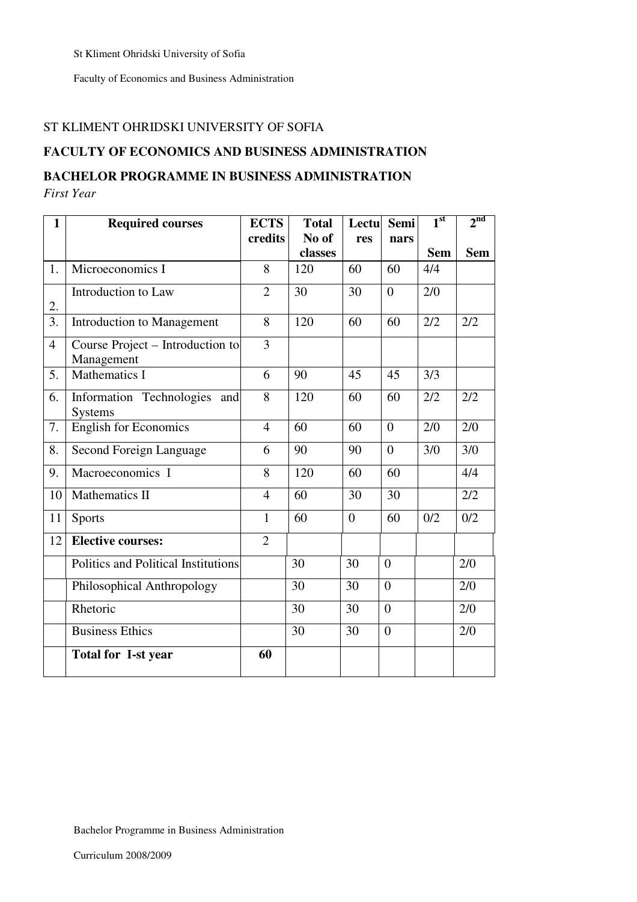ST KLIMENT OHRIDSKI UNIVERSITY OF SOFIA

**FACULTY OF ECONOMICS AND BUSINESS ADMINISTRATION**

**BACHELOR PROGRAMME IN BUSINESS ADMINISTRATION**

*First Year*

| 1 | Required courses | ECTS credits | Total No of classes | Lectures | Seminars | 1st Sem | 2nd Sem |
|---|---|---|---|---|---|---|---|
| 1. | Microeconomics I | 8 | 120 | 60 | 60 | 4/4 | |
| 2. | Introduction to Law | 2 | 30 | 30 | 0 | 2/0 | |
| 3. | Introduction to Management | 8 | 120 | 60 | 60 | 2/2 | 2/2 |
| 4 | Course Project – Introduction to Management | 3 | | | | | |
| 5. | Mathematics I | 6 | 90 | 45 | 45 | 3/3 | |
| 6. | Information Technologies and Systems | 8 | 120 | 60 | 60 | 2/2 | 2/2 |
| 7. | English for Economics | 4 | 60 | 60 | 0 | 2/0 | 2/0 |
| 8. | Second Foreign Language | 6 | 90 | 90 | 0 | 3/0 | 3/0 |
| 9. | Macroeconomics I | 8 | 120 | 60 | 60 | | 4/4 |
| 10 | Mathematics II | 4 | 60 | 30 | 30 | | 2/2 |
| 11 | Sports | 1 | 60 | 0 | 60 | 0/2 | 0/2 |
| 12 | **Elective courses:** | 2 | | | | | |
| | Politics and Political Institutions | | 30 | 30 | 0 | | 2/0 |
| | Philosophical Anthropology | | 30 | 30 | 0 | | 2/0 |
| | Rhetoric | | 30 | 30 | 0 | | 2/0 |
| | Business Ethics | | 30 | 30 | 0 | | 2/0 |
| | **Total for I-st year** | **60** | | | | | |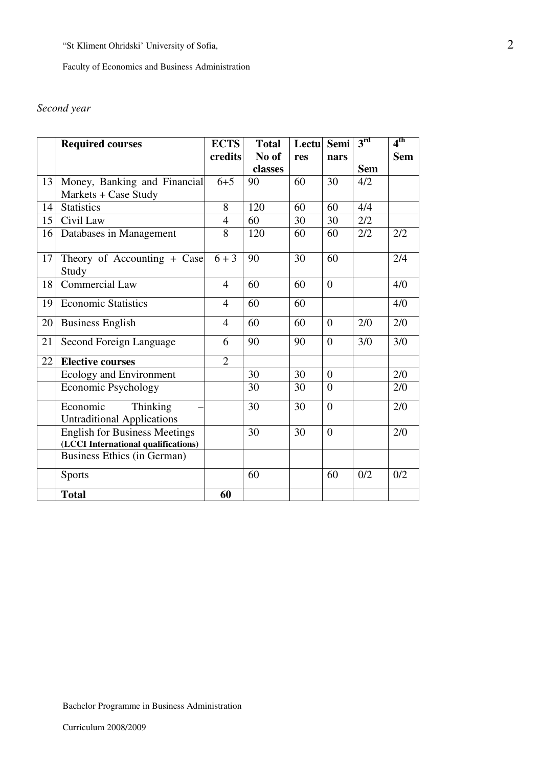*Second year*

| | Required courses | ECTS credits | Total No of classes | Lectures | Seminars | 3rd Sem | 4th Sem |
|---|---|---|---|---|---|---|---|
| 13 | Money, Banking and Financial Markets + Case Study | 6+5 | 90 | 60 | 30 | 4/2 | |
| 14 | Statistics | 8 | 120 | 60 | 60 | 4/4 | |
| 15 | Civil Law | 4 | 60 | 30 | 30 | 2/2 | |
| 16 | Databases in Management | 8 | 120 | 60 | 60 | 2/2 | 2/2 |
| 17 | Theory of Accounting + Case Study | 6 + 3 | 90 | 30 | 60 | | 2/4 |
| 18 | Commercial Law | 4 | 60 | 60 | 0 | | 4/0 |
| 19 | Economic Statistics | 4 | 60 | 60 | | | 4/0 |
| 20 | Business English | 4 | 60 | 60 | 0 | 2/0 | 2/0 |
| 21 | Second Foreign Language | 6 | 90 | 90 | 0 | 3/0 | 3/0 |
| 22 | **Elective courses** | 2 | | | | | |
| | Ecology and Environment | | 30 | 30 | 0 | | 2/0 |
| | Economic Psychology | | 30 | 30 | 0 | | 2/0 |
| | Economic Thinking – Untraditional Applications | | 30 | 30 | 0 | | 2/0 |
| | English for Business Meetings **(LCCI International qualifications)** | | 30 | 30 | 0 | | 2/0 |
| | Business Ethics (in German) | | | | | | |
| | Sports | | 60 | | 60 | 0/2 | 0/2 |
| | **Total** | **60** | | | | | |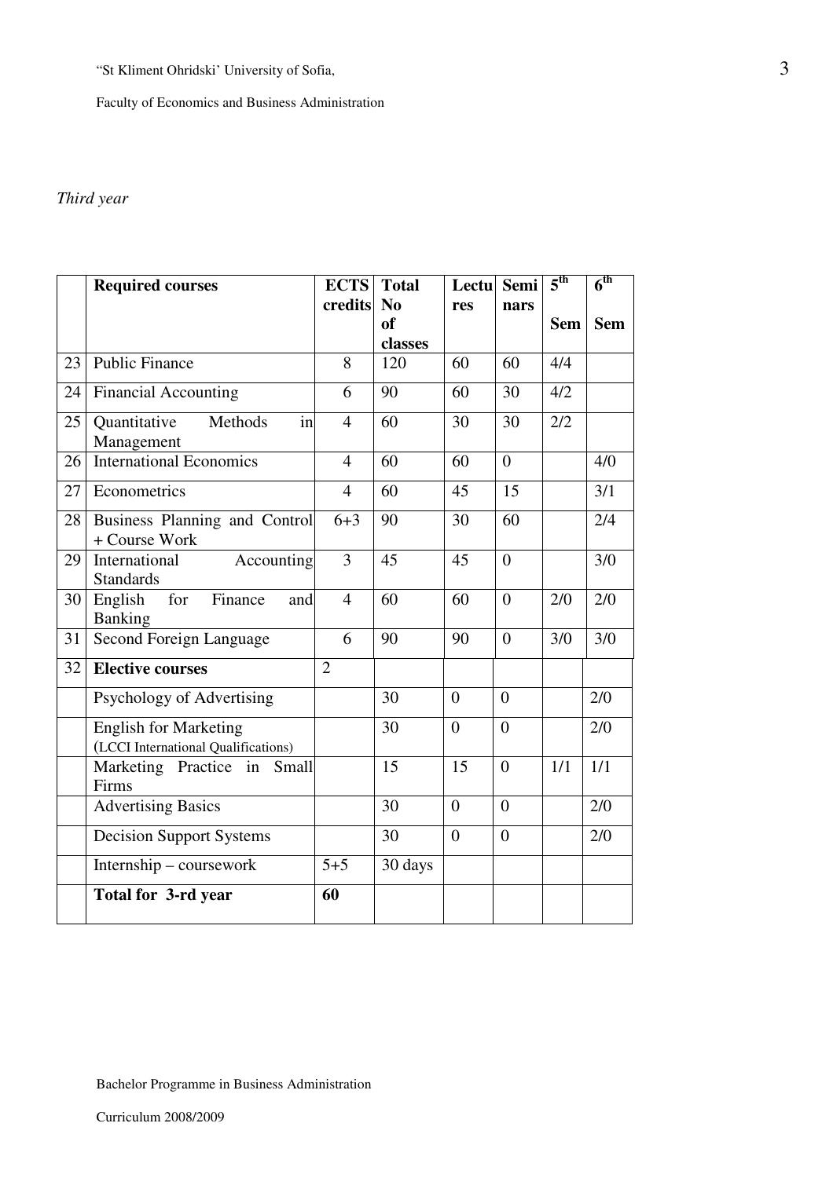*Third year*

| | Required courses | ECTS credits | Total No of classes | Lectures | Seminars | $5^{th}$ Sem | $6^{th}$ Sem |
|---|---|---|---|---|---|---|---|
| 23 | Public Finance | 8 | 120 | 60 | 60 | 4/4 | |
| 24 | Financial Accounting | 6 | 90 | 60 | 30 | 4/2 | |
| 25 | Quantitative Methods in Management | 4 | 60 | 30 | 30 | 2/2 | |
| 26 | International Economics | 4 | 60 | 60 | 0 | | 4/0 |
| 27 | Econometrics | 4 | 60 | 45 | 15 | | 3/1 |
| 28 | Business Planning and Control + Course Work | 6+3 | 90 | 30 | 60 | | 2/4 |
| 29 | International Accounting Standards | 3 | 45 | 45 | 0 | | 3/0 |
| 30 | English for Finance and Banking | 4 | 60 | 60 | 0 | 2/0 | 2/0 |
| 31 | Second Foreign Language | 6 | 90 | 90 | 0 | 3/0 | 3/0 |
| 32 | **Elective courses** | 2 | | | | | |
| | Psychology of Advertising | | 30 | 0 | 0 | | 2/0 |
| | English for Marketing (LCCI International Qualifications) | | 30 | 0 | 0 | | 2/0 |
| | Marketing Practice in Small Firms | | 15 | 15 | 0 | 1/1 | 1/1 |
| | Advertising Basics | | 30 | 0 | 0 | | 2/0 |
| | Decision Support Systems | | 30 | 0 | 0 | | 2/0 |
| | Internship – coursework | 5+5 | 30 days | | | | |
| | **Total for 3-rd year** | **60** | | | | | |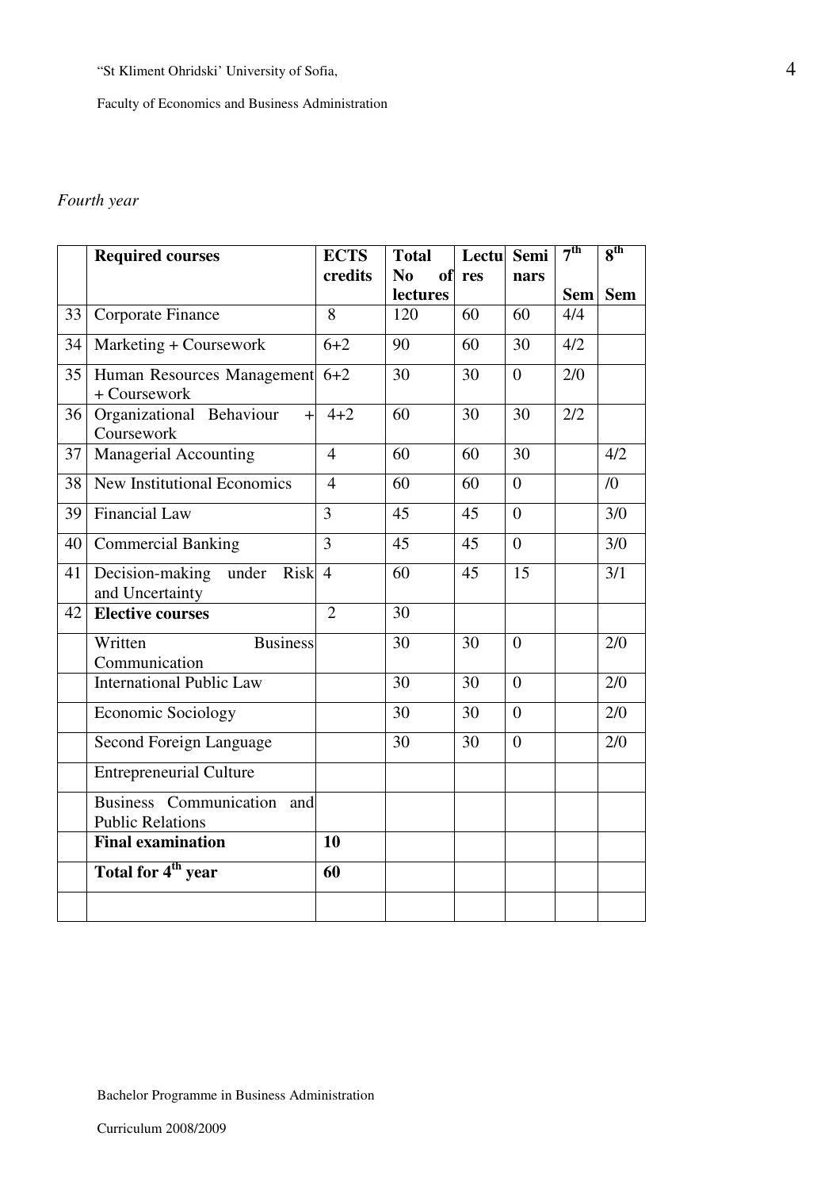*Fourth year*

| | Required courses | ECTS credits | Total No of lectures | Lectures | Seminars | 7th Sem | 8th Sem |
|---|---|---|---|---|---|---|---|
| 33 | Corporate Finance | 8 | 120 | 60 | 60 | 4/4 | |
| 34 | Marketing + Coursework | 6+2 | 90 | 60 | 30 | 4/2 | |
| 35 | Human Resources Management + Coursework | 6+2 | 30 | 30 | 0 | 2/0 | |
| 36 | Organizational Behaviour + Coursework | 4+2 | 60 | 30 | 30 | 2/2 | |
| 37 | Managerial Accounting | 4 | 60 | 60 | 30 | | 4/2 |
| 38 | New Institutional Economics | 4 | 60 | 60 | 0 | | /0 |
| 39 | Financial Law | 3 | 45 | 45 | 0 | | 3/0 |
| 40 | Commercial Banking | 3 | 45 | 45 | 0 | | 3/0 |
| 41 | Decision-making under Risk and Uncertainty | 4 | 60 | 45 | 15 | | 3/1 |
| 42 | **Elective courses** | 2 | 30 | | | | |
| | Written Business Communication | | 30 | 30 | 0 | | 2/0 |
| | International Public Law | | 30 | 30 | 0 | | 2/0 |
| | Economic Sociology | | 30 | 30 | 0 | | 2/0 |
| | Second Foreign Language | | 30 | 30 | 0 | | 2/0 |
| | Entrepreneurial Culture | | | | | | |
| | Business Communication and Public Relations | | | | | | |
| | **Final examination** | **10** | | | | | |
| | **Total for 4th year** | **60** | | | | | |
| | | | | | | | |